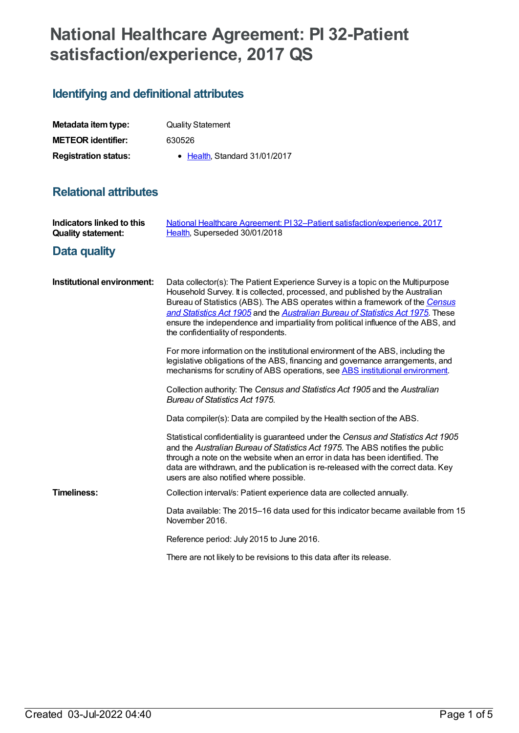# National Healthcare Agreement: PI 32-Patient satisfaction/experience, 2017 QS

## Identifying and definitional attributes

| | |
|---|---|
| **Metadata item type:** | Quality Statement |
| **METEOR identifier:** | 630526 |
| **Registration status:** | • Health, Standard 31/01/2017 |

## Relational attributes

| | |
|---|---|
| **Indicators linked to this Quality statement:** | National Healthcare Agreement: PI 32–Patient satisfaction/experience, 2017<br>Health, Superseded 30/01/2018 |

## Data quality

**Institutional environment:**

Data collector(s): The Patient Experience Survey is a topic on the Multipurpose Household Survey. It is collected, processed, and published by the Australian Bureau of Statistics (ABS). The ABS operates within a framework of the *Census and Statistics Act 1905* and the *Australian Bureau of Statistics Act 1975*. These ensure the independence and impartiality from political influence of the ABS, and the confidentiality of respondents.

For more information on the institutional environment of the ABS, including the legislative obligations of the ABS, financing and governance arrangements, and mechanisms for scrutiny of ABS operations, see ABS institutional environment.

Collection authority: The *Census and Statistics Act 1905* and the *Australian Bureau of Statistics Act 1975*.

Data compiler(s): Data are compiled by the Health section of the ABS.

Statistical confidentiality is guaranteed under the *Census and Statistics Act 1905* and the *Australian Bureau of Statistics Act 1975*. The ABS notifies the public through a note on the website when an error in data has been identified. The data are withdrawn, and the publication is re-released with the correct data. Key users are also notified where possible.

**Timeliness:**

Collection interval/s: Patient experience data are collected annually.

Data available: The 2015–16 data used for this indicator became available from 15 November 2016.

Reference period: July 2015 to June 2016.

There are not likely to be revisions to this data after its release.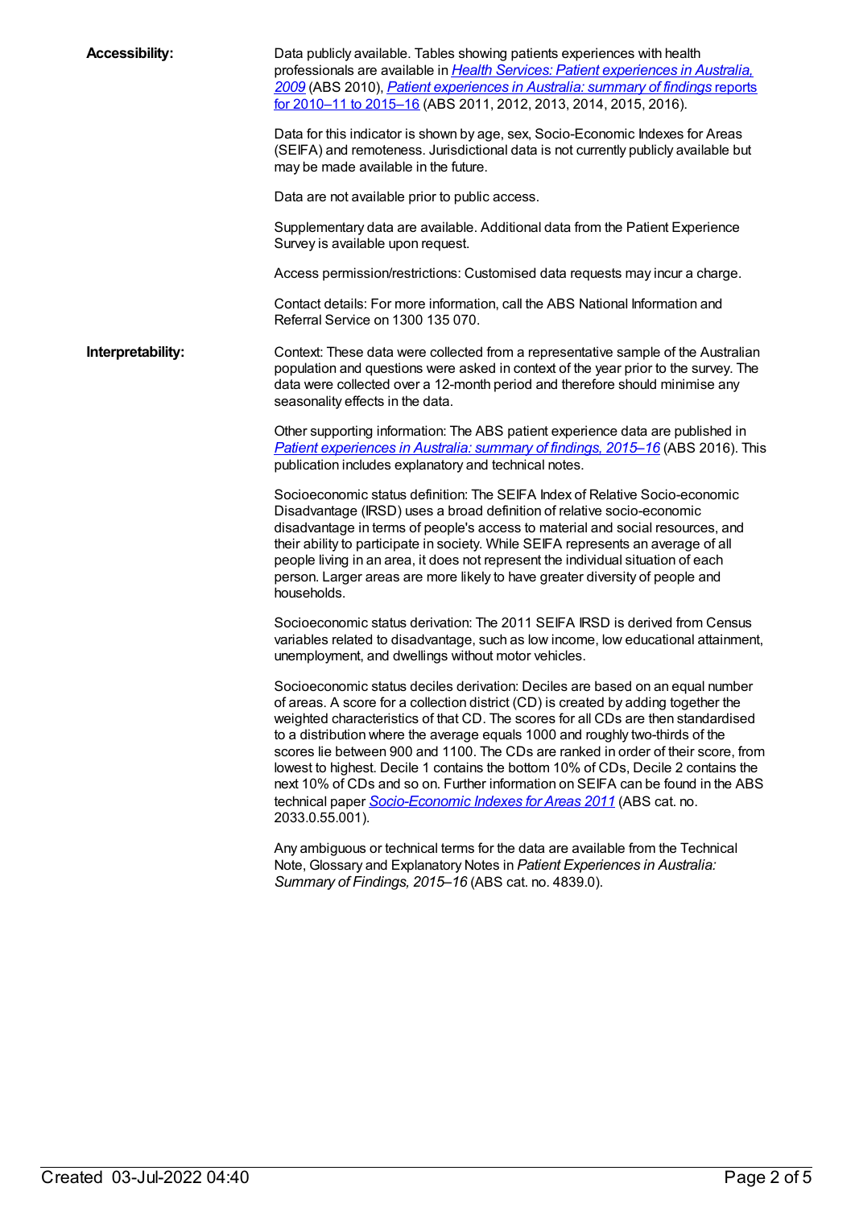**Accessibility:**

Data publicly available. Tables showing patients experiences with health professionals are available in *Health Services: Patient experiences in Australia, 2009* (ABS 2010), *Patient experiences in Australia: summary of findings* reports for 2010–11 to 2015–16 (ABS 2011, 2012, 2013, 2014, 2015, 2016).

Data for this indicator is shown by age, sex, Socio-Economic Indexes for Areas (SEIFA) and remoteness. Jurisdictional data is not currently publicly available but may be made available in the future.

Data are not available prior to public access.

Supplementary data are available. Additional data from the Patient Experience Survey is available upon request.

Access permission/restrictions: Customised data requests may incur a charge.

Contact details: For more information, call the ABS National Information and Referral Service on 1300 135 070.

**Interpretability:**

Context: These data were collected from a representative sample of the Australian population and questions were asked in context of the year prior to the survey. The data were collected over a 12-month period and therefore should minimise any seasonality effects in the data.

Other supporting information: The ABS patient experience data are published in *Patient experiences in Australia: summary of findings, 2015–16* (ABS 2016). This publication includes explanatory and technical notes.

Socioeconomic status definition: The SEIFA Index of Relative Socio-economic Disadvantage (IRSD) uses a broad definition of relative socio-economic disadvantage in terms of people's access to material and social resources, and their ability to participate in society. While SEIFA represents an average of all people living in an area, it does not represent the individual situation of each person. Larger areas are more likely to have greater diversity of people and households.

Socioeconomic status derivation: The 2011 SEIFA IRSD is derived from Census variables related to disadvantage, such as low income, low educational attainment, unemployment, and dwellings without motor vehicles.

Socioeconomic status deciles derivation: Deciles are based on an equal number of areas. A score for a collection district (CD) is created by adding together the weighted characteristics of that CD. The scores for all CDs are then standardised to a distribution where the average equals 1000 and roughly two-thirds of the scores lie between 900 and 1100. The CDs are ranked in order of their score, from lowest to highest. Decile 1 contains the bottom 10% of CDs, Decile 2 contains the next 10% of CDs and so on. Further information on SEIFA can be found in the ABS technical paper *Socio-Economic Indexes for Areas 2011* (ABS cat. no. 2033.0.55.001).

Any ambiguous or technical terms for the data are available from the Technical Note, Glossary and Explanatory Notes in *Patient Experiences in Australia: Summary of Findings, 2015–16* (ABS cat. no. 4839.0).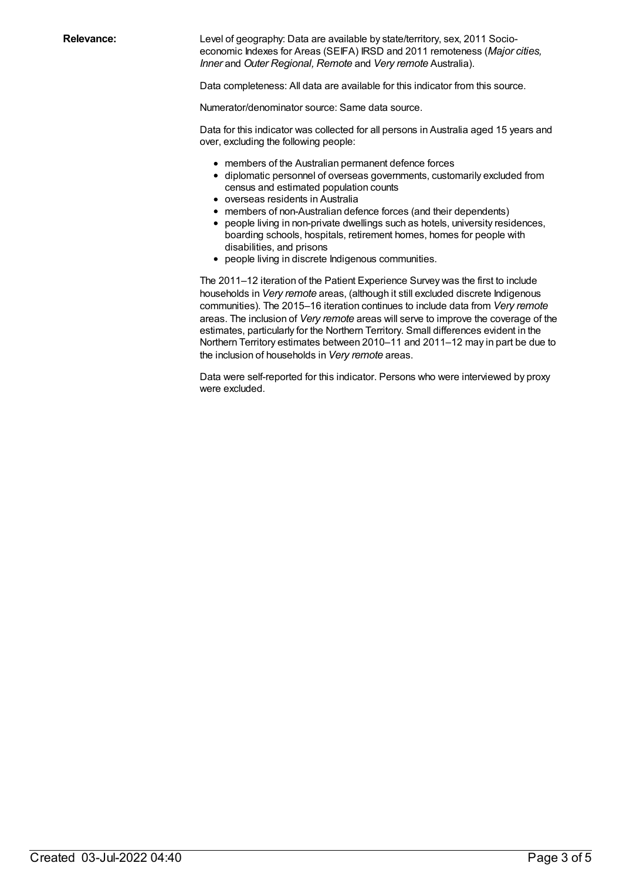**Relevance:**

Level of geography: Data are available by state/territory, sex, 2011 Socio-economic Indexes for Areas (SEIFA) IRSD and 2011 remoteness (*Major cities, Inner* and *Outer Regional, Remote* and *Very remote* Australia).

Data completeness: All data are available for this indicator from this source.

Numerator/denominator source: Same data source.

Data for this indicator was collected for all persons in Australia aged 15 years and over, excluding the following people:

- members of the Australian permanent defence forces
- diplomatic personnel of overseas governments, customarily excluded from census and estimated population counts
- overseas residents in Australia
- members of non-Australian defence forces (and their dependents)
- people living in non-private dwellings such as hotels, university residences, boarding schools, hospitals, retirement homes, homes for people with disabilities, and prisons
- people living in discrete Indigenous communities.

The 2011–12 iteration of the Patient Experience Survey was the first to include households in *Very remote* areas, (although it still excluded discrete Indigenous communities). The 2015–16 iteration continues to include data from *Very remote* areas. The inclusion of *Very remote* areas will serve to improve the coverage of the estimates, particularly for the Northern Territory. Small differences evident in the Northern Territory estimates between 2010–11 and 2011–12 may in part be due to the inclusion of households in *Very remote* areas.

Data were self-reported for this indicator. Persons who were interviewed by proxy were excluded.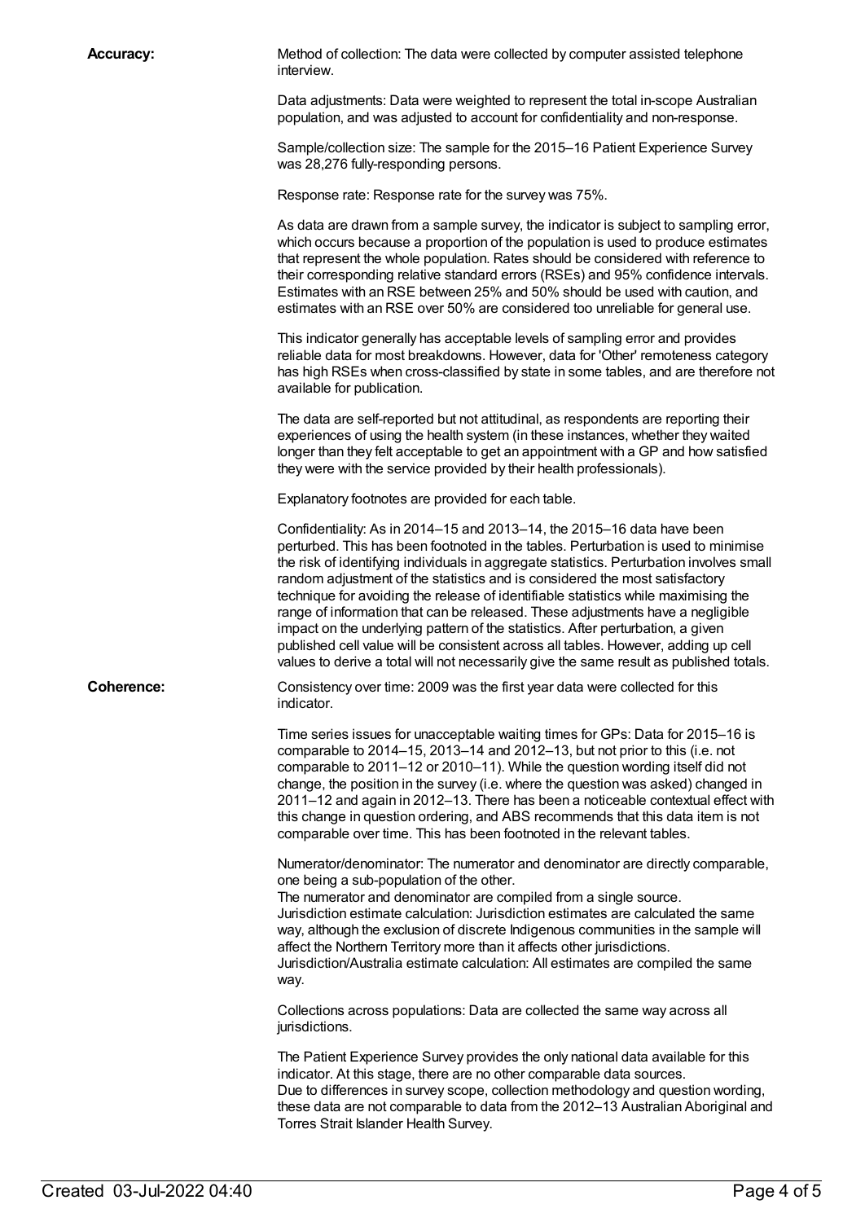**Accuracy:**

Method of collection: The data were collected by computer assisted telephone interview.

Data adjustments: Data were weighted to represent the total in-scope Australian population, and was adjusted to account for confidentiality and non-response.

Sample/collection size: The sample for the 2015–16 Patient Experience Survey was 28,276 fully-responding persons.

Response rate: Response rate for the survey was 75%.

As data are drawn from a sample survey, the indicator is subject to sampling error, which occurs because a proportion of the population is used to produce estimates that represent the whole population. Rates should be considered with reference to their corresponding relative standard errors (RSEs) and 95% confidence intervals. Estimates with an RSE between 25% and 50% should be used with caution, and estimates with an RSE over 50% are considered too unreliable for general use.

This indicator generally has acceptable levels of sampling error and provides reliable data for most breakdowns. However, data for 'Other' remoteness category has high RSEs when cross-classified by state in some tables, and are therefore not available for publication.

The data are self-reported but not attitudinal, as respondents are reporting their experiences of using the health system (in these instances, whether they waited longer than they felt acceptable to get an appointment with a GP and how satisfied they were with the service provided by their health professionals).

Explanatory footnotes are provided for each table.

Confidentiality: As in 2014–15 and 2013–14, the 2015–16 data have been perturbed. This has been footnoted in the tables. Perturbation is used to minimise the risk of identifying individuals in aggregate statistics. Perturbation involves small random adjustment of the statistics and is considered the most satisfactory technique for avoiding the release of identifiable statistics while maximising the range of information that can be released. These adjustments have a negligible impact on the underlying pattern of the statistics. After perturbation, a given published cell value will be consistent across all tables. However, adding up cell values to derive a total will not necessarily give the same result as published totals.

**Coherence:**

Consistency over time: 2009 was the first year data were collected for this indicator.

Time series issues for unacceptable waiting times for GPs: Data for 2015–16 is comparable to 2014–15, 2013–14 and 2012–13, but not prior to this (i.e. not comparable to 2011–12 or 2010–11). While the question wording itself did not change, the position in the survey (i.e. where the question was asked) changed in 2011–12 and again in 2012–13. There has been a noticeable contextual effect with this change in question ordering, and ABS recommends that this data item is not comparable over time. This has been footnoted in the relevant tables.

Numerator/denominator: The numerator and denominator are directly comparable, one being a sub-population of the other.
The numerator and denominator are compiled from a single source.
Jurisdiction estimate calculation: Jurisdiction estimates are calculated the same way, although the exclusion of discrete Indigenous communities in the sample will affect the Northern Territory more than it affects other jurisdictions.
Jurisdiction/Australia estimate calculation: All estimates are compiled the same way.

Collections across populations: Data are collected the same way across all jurisdictions.

The Patient Experience Survey provides the only national data available for this indicator. At this stage, there are no other comparable data sources.
Due to differences in survey scope, collection methodology and question wording, these data are not comparable to data from the 2012–13 Australian Aboriginal and Torres Strait Islander Health Survey.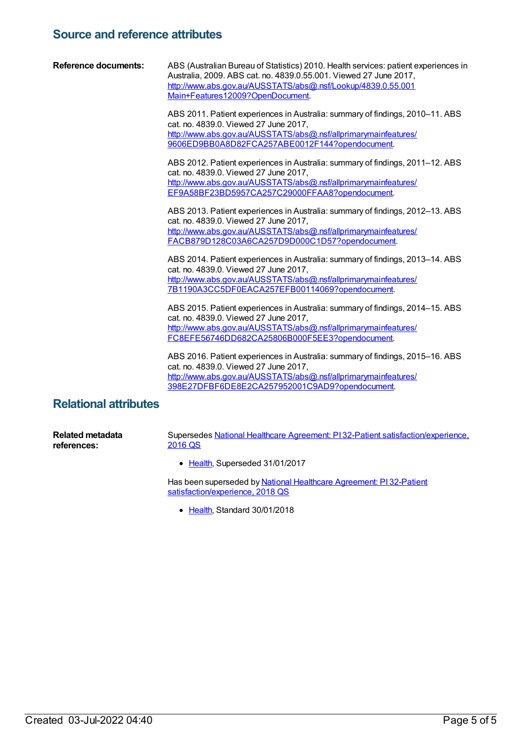## Source and reference attributes

**Reference documents:**

ABS (Australian Bureau of Statistics) 2010. Health services: patient experiences in Australia, 2009. ABS cat. no. 4839.0.55.001. Viewed 27 June 2017, http://www.abs.gov.au/AUSSTATS/abs@.nsf/Lookup/4839.0.55.001Main+Features12009?OpenDocument.

ABS 2011. Patient experiences in Australia: summary of findings, 2010–11. ABS cat. no. 4839.0. Viewed 27 June 2017, http://www.abs.gov.au/AUSSTATS/abs@.nsf/allprimarymainfeatures/9606ED9BB0A8D82FCA257ABE0012F144?opendocument.

ABS 2012. Patient experiences in Australia: summary of findings, 2011–12. ABS cat. no. 4839.0. Viewed 27 June 2017, http://www.abs.gov.au/AUSSTATS/abs@.nsf/allprimarymainfeatures/EF9A58BF23BD5957CA257C29000FFAA8?opendocument.

ABS 2013. Patient experiences in Australia: summary of findings, 2012–13. ABS cat. no. 4839.0. Viewed 27 June 2017, http://www.abs.gov.au/AUSSTATS/abs@.nsf/allprimarymainfeatures/FACB879D128C03A6CA257D9D000C1D57?opendocument.

ABS 2014. Patient experiences in Australia: summary of findings, 2013–14. ABS cat. no. 4839.0. Viewed 27 June 2017, http://www.abs.gov.au/AUSSTATS/abs@.nsf/allprimarymainfeatures/7B1190A3CC5DF0EACA257EFB00114069?opendocument.

ABS 2015. Patient experiences in Australia: summary of findings, 2014–15. ABS cat. no. 4839.0. Viewed 27 June 2017, http://www.abs.gov.au/AUSSTATS/abs@.nsf/allprimarymainfeatures/FC8EFE56746DD682CA25806B000F5EE3?opendocument.

ABS 2016. Patient experiences in Australia: summary of findings, 2015–16. ABS cat. no. 4839.0. Viewed 27 June 2017, http://www.abs.gov.au/AUSSTATS/abs@.nsf/allprimarymainfeatures/398E27DFBF6DE8E2CA257952001C9AD9?opendocument.

## Relational attributes

**Related metadata references:**

Supersedes National Healthcare Agreement: PI 32-Patient satisfaction/experience, 2016 QS

- Health, Superseded 31/01/2017

Has been superseded by National Healthcare Agreement: PI 32-Patient satisfaction/experience, 2018 QS

- Health, Standard 30/01/2018